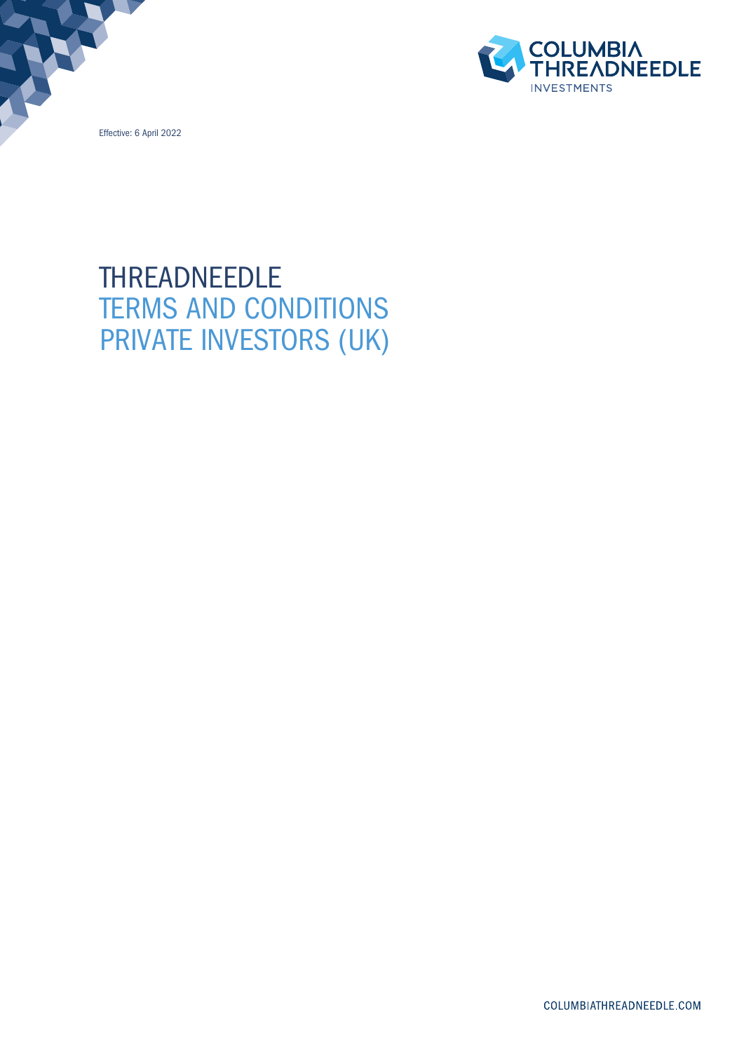Effective: 6 April 2022

# THREADNEEDLE
# TERMS AND CONDITIONS PRIVATE INVESTORS (UK)

COLUMBIATHREADNEEDLE.COM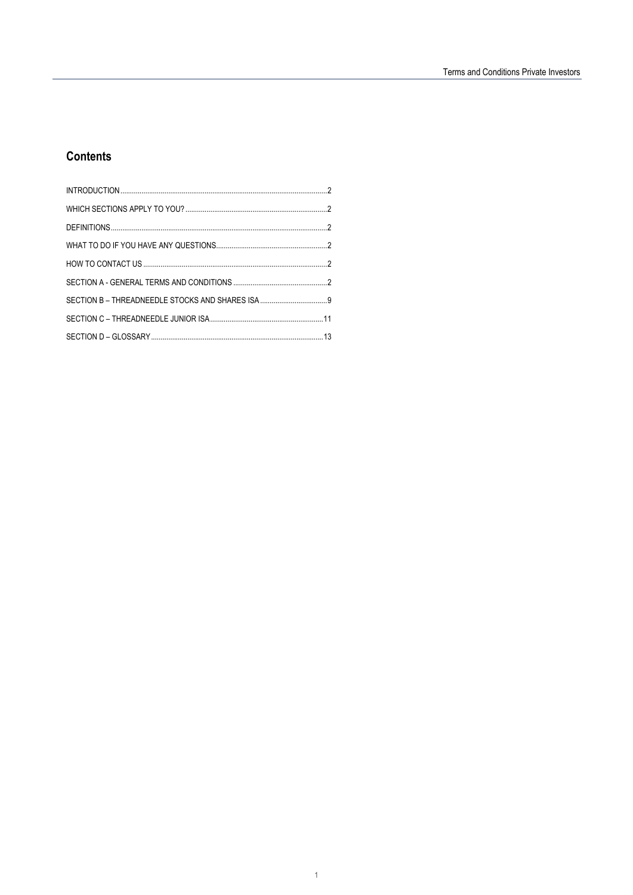## Contents

INTRODUCTION .......... 2

WHICH SECTIONS APPLY TO YOU? .......... 2

DEFINITIONS .......... 2

WHAT TO DO IF YOU HAVE ANY QUESTIONS .......... 2

HOW TO CONTACT US .......... 2

SECTION A - GENERAL TERMS AND CONDITIONS .......... 2

SECTION B – THREADNEEDLE STOCKS AND SHARES ISA .......... 9

SECTION C – THREADNEEDLE JUNIOR ISA .......... 11

SECTION D – GLOSSARY .......... 13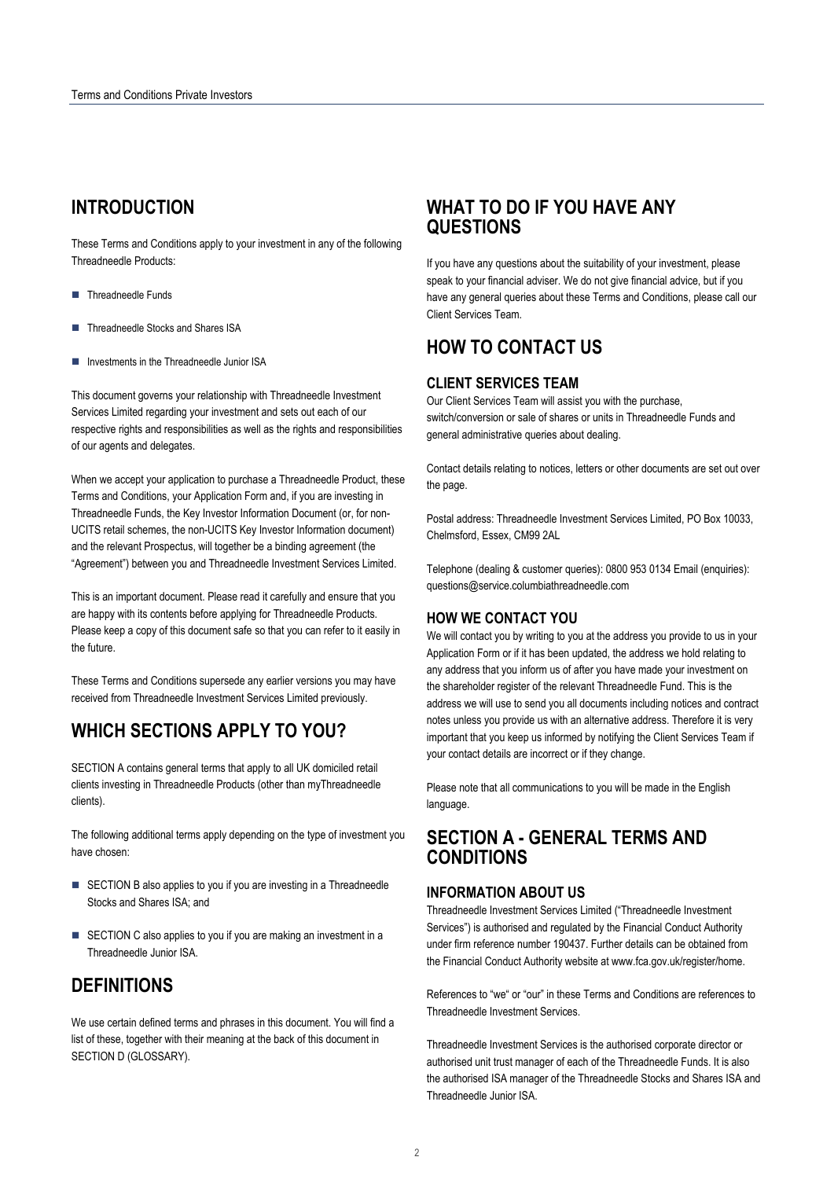## INTRODUCTION

These Terms and Conditions apply to your investment in any of the following Threadneedle Products:

- Threadneedle Funds
- Threadneedle Stocks and Shares ISA
- Investments in the Threadneedle Junior ISA

This document governs your relationship with Threadneedle Investment Services Limited regarding your investment and sets out each of our respective rights and responsibilities as well as the rights and responsibilities of our agents and delegates.

When we accept your application to purchase a Threadneedle Product, these Terms and Conditions, your Application Form and, if you are investing in Threadneedle Funds, the Key Investor Information Document (or, for non-UCITS retail schemes, the non-UCITS Key Investor Information document) and the relevant Prospectus, will together be a binding agreement (the "Agreement") between you and Threadneedle Investment Services Limited.

This is an important document. Please read it carefully and ensure that you are happy with its contents before applying for Threadneedle Products. Please keep a copy of this document safe so that you can refer to it easily in the future.

These Terms and Conditions supersede any earlier versions you may have received from Threadneedle Investment Services Limited previously.

## WHICH SECTIONS APPLY TO YOU?

SECTION A contains general terms that apply to all UK domiciled retail clients investing in Threadneedle Products (other than myThreadneedle clients).

The following additional terms apply depending on the type of investment you have chosen:

- SECTION B also applies to you if you are investing in a Threadneedle Stocks and Shares ISA; and
- SECTION C also applies to you if you are making an investment in a Threadneedle Junior ISA.

## DEFINITIONS

We use certain defined terms and phrases in this document. You will find a list of these, together with their meaning at the back of this document in SECTION D (GLOSSARY).

## WHAT TO DO IF YOU HAVE ANY QUESTIONS

If you have any questions about the suitability of your investment, please speak to your financial adviser. We do not give financial advice, but if you have any general queries about these Terms and Conditions, please call our Client Services Team.

## HOW TO CONTACT US

### CLIENT SERVICES TEAM

Our Client Services Team will assist you with the purchase, switch/conversion or sale of shares or units in Threadneedle Funds and general administrative queries about dealing.

Contact details relating to notices, letters or other documents are set out over the page.

Postal address: Threadneedle Investment Services Limited, PO Box 10033, Chelmsford, Essex, CM99 2AL

Telephone (dealing & customer queries): 0800 953 0134 Email (enquiries): questions@service.columbiathreadneedle.com

### HOW WE CONTACT YOU

We will contact you by writing to you at the address you provide to us in your Application Form or if it has been updated, the address we hold relating to any address that you inform us of after you have made your investment on the shareholder register of the relevant Threadneedle Fund. This is the address we will use to send you all documents including notices and contract notes unless you provide us with an alternative address. Therefore it is very important that you keep us informed by notifying the Client Services Team if your contact details are incorrect or if they change.

Please note that all communications to you will be made in the English language.

## SECTION A - GENERAL TERMS AND CONDITIONS

### INFORMATION ABOUT US

Threadneedle Investment Services Limited ("Threadneedle Investment Services") is authorised and regulated by the Financial Conduct Authority under firm reference number 190437. Further details can be obtained from the Financial Conduct Authority website at www.fca.gov.uk/register/home.

References to "we" or "our" in these Terms and Conditions are references to Threadneedle Investment Services.

Threadneedle Investment Services is the authorised corporate director or authorised unit trust manager of each of the Threadneedle Funds. It is also the authorised ISA manager of the Threadneedle Stocks and Shares ISA and Threadneedle Junior ISA.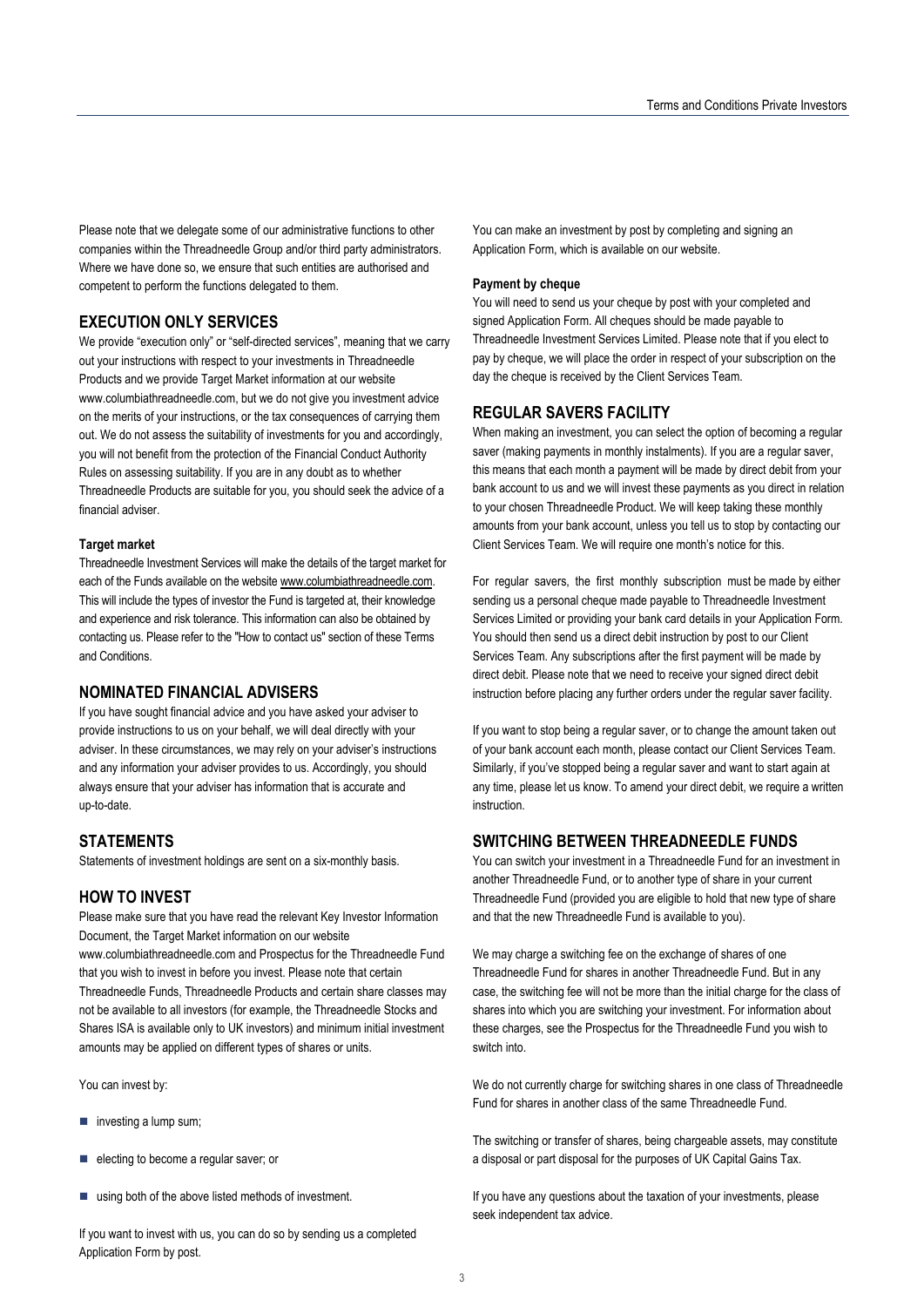Please note that we delegate some of our administrative functions to other companies within the Threadneedle Group and/or third party administrators. Where we have done so, we ensure that such entities are authorised and competent to perform the functions delegated to them.

## EXECUTION ONLY SERVICES

We provide "execution only" or "self-directed services", meaning that we carry out your instructions with respect to your investments in Threadneedle Products and we provide Target Market information at our website www.columbiathreadneedle.com, but we do not give you investment advice on the merits of your instructions, or the tax consequences of carrying them out. We do not assess the suitability of investments for you and accordingly, you will not benefit from the protection of the Financial Conduct Authority Rules on assessing suitability. If you are in any doubt as to whether Threadneedle Products are suitable for you, you should seek the advice of a financial adviser.

**Target market**

Threadneedle Investment Services will make the details of the target market for each of the Funds available on the website www.columbiathreadneedle.com. This will include the types of investor the Fund is targeted at, their knowledge and experience and risk tolerance. This information can also be obtained by contacting us. Please refer to the "How to contact us" section of these Terms and Conditions.

## NOMINATED FINANCIAL ADVISERS

If you have sought financial advice and you have asked your adviser to provide instructions to us on your behalf, we will deal directly with your adviser. In these circumstances, we may rely on your adviser's instructions and any information your adviser provides to us. Accordingly, you should always ensure that your adviser has information that is accurate and up-to-date.

## STATEMENTS

Statements of investment holdings are sent on a six-monthly basis.

## HOW TO INVEST

Please make sure that you have read the relevant Key Investor Information Document, the Target Market information on our website www.columbiathreadneedle.com and Prospectus for the Threadneedle Fund that you wish to invest in before you invest. Please note that certain Threadneedle Funds, Threadneedle Products and certain share classes may not be available to all investors (for example, the Threadneedle Stocks and Shares ISA is available only to UK investors) and minimum initial investment amounts may be applied on different types of shares or units.

You can invest by:

- investing a lump sum;
- electing to become a regular saver; or
- using both of the above listed methods of investment.

If you want to invest with us, you can do so by sending us a completed Application Form by post.

You can make an investment by post by completing and signing an Application Form, which is available on our website.

**Payment by cheque**

You will need to send us your cheque by post with your completed and signed Application Form. All cheques should be made payable to Threadneedle Investment Services Limited. Please note that if you elect to pay by cheque, we will place the order in respect of your subscription on the day the cheque is received by the Client Services Team.

## REGULAR SAVERS FACILITY

When making an investment, you can select the option of becoming a regular saver (making payments in monthly instalments). If you are a regular saver, this means that each month a payment will be made by direct debit from your bank account to us and we will invest these payments as you direct in relation to your chosen Threadneedle Product. We will keep taking these monthly amounts from your bank account, unless you tell us to stop by contacting our Client Services Team. We will require one month's notice for this.

For regular savers, the first monthly subscription must be made by either sending us a personal cheque made payable to Threadneedle Investment Services Limited or providing your bank card details in your Application Form. You should then send us a direct debit instruction by post to our Client Services Team. Any subscriptions after the first payment will be made by direct debit. Please note that we need to receive your signed direct debit instruction before placing any further orders under the regular saver facility.

If you want to stop being a regular saver, or to change the amount taken out of your bank account each month, please contact our Client Services Team. Similarly, if you've stopped being a regular saver and want to start again at any time, please let us know. To amend your direct debit, we require a written instruction.

## SWITCHING BETWEEN THREADNEEDLE FUNDS

You can switch your investment in a Threadneedle Fund for an investment in another Threadneedle Fund, or to another type of share in your current Threadneedle Fund (provided you are eligible to hold that new type of share and that the new Threadneedle Fund is available to you).

We may charge a switching fee on the exchange of shares of one Threadneedle Fund for shares in another Threadneedle Fund. But in any case, the switching fee will not be more than the initial charge for the class of shares into which you are switching your investment. For information about these charges, see the Prospectus for the Threadneedle Fund you wish to switch into.

We do not currently charge for switching shares in one class of Threadneedle Fund for shares in another class of the same Threadneedle Fund.

The switching or transfer of shares, being chargeable assets, may constitute a disposal or part disposal for the purposes of UK Capital Gains Tax.

If you have any questions about the taxation of your investments, please seek independent tax advice.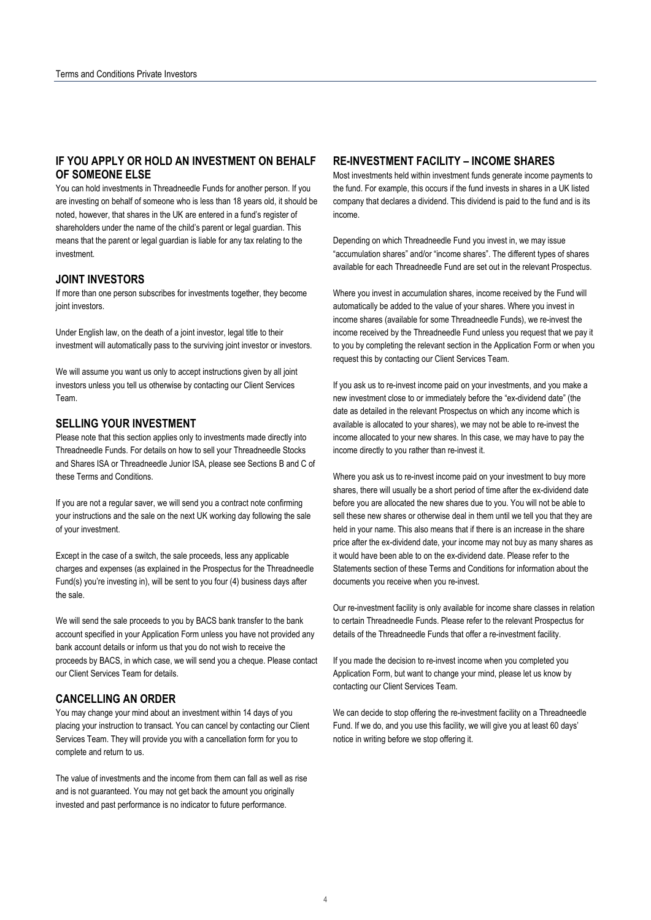## IF YOU APPLY OR HOLD AN INVESTMENT ON BEHALF OF SOMEONE ELSE

You can hold investments in Threadneedle Funds for another person. If you are investing on behalf of someone who is less than 18 years old, it should be noted, however, that shares in the UK are entered in a fund's register of shareholders under the name of the child's parent or legal guardian. This means that the parent or legal guardian is liable for any tax relating to the investment.

## JOINT INVESTORS

If more than one person subscribes for investments together, they become joint investors.

Under English law, on the death of a joint investor, legal title to their investment will automatically pass to the surviving joint investor or investors.

We will assume you want us only to accept instructions given by all joint investors unless you tell us otherwise by contacting our Client Services Team.

## SELLING YOUR INVESTMENT

Please note that this section applies only to investments made directly into Threadneedle Funds. For details on how to sell your Threadneedle Stocks and Shares ISA or Threadneedle Junior ISA, please see Sections B and C of these Terms and Conditions.

If you are not a regular saver, we will send you a contract note confirming your instructions and the sale on the next UK working day following the sale of your investment.

Except in the case of a switch, the sale proceeds, less any applicable charges and expenses (as explained in the Prospectus for the Threadneedle Fund(s) you're investing in), will be sent to you four (4) business days after the sale.

We will send the sale proceeds to you by BACS bank transfer to the bank account specified in your Application Form unless you have not provided any bank account details or inform us that you do not wish to receive the proceeds by BACS, in which case, we will send you a cheque. Please contact our Client Services Team for details.

## CANCELLING AN ORDER

You may change your mind about an investment within 14 days of you placing your instruction to transact. You can cancel by contacting our Client Services Team. They will provide you with a cancellation form for you to complete and return to us.

The value of investments and the income from them can fall as well as rise and is not guaranteed. You may not get back the amount you originally invested and past performance is no indicator to future performance.

## RE-INVESTMENT FACILITY – INCOME SHARES

Most investments held within investment funds generate income payments to the fund. For example, this occurs if the fund invests in shares in a UK listed company that declares a dividend. This dividend is paid to the fund and is its income.

Depending on which Threadneedle Fund you invest in, we may issue "accumulation shares" and/or "income shares". The different types of shares available for each Threadneedle Fund are set out in the relevant Prospectus.

Where you invest in accumulation shares, income received by the Fund will automatically be added to the value of your shares. Where you invest in income shares (available for some Threadneedle Funds), we re-invest the income received by the Threadneedle Fund unless you request that we pay it to you by completing the relevant section in the Application Form or when you request this by contacting our Client Services Team.

If you ask us to re-invest income paid on your investments, and you make a new investment close to or immediately before the "ex-dividend date" (the date as detailed in the relevant Prospectus on which any income which is available is allocated to your shares), we may not be able to re-invest the income allocated to your new shares. In this case, we may have to pay the income directly to you rather than re-invest it.

Where you ask us to re-invest income paid on your investment to buy more shares, there will usually be a short period of time after the ex-dividend date before you are allocated the new shares due to you. You will not be able to sell these new shares or otherwise deal in them until we tell you that they are held in your name. This also means that if there is an increase in the share price after the ex-dividend date, your income may not buy as many shares as it would have been able to on the ex-dividend date. Please refer to the Statements section of these Terms and Conditions for information about the documents you receive when you re-invest.

Our re-investment facility is only available for income share classes in relation to certain Threadneedle Funds. Please refer to the relevant Prospectus for details of the Threadneedle Funds that offer a re-investment facility.

If you made the decision to re-invest income when you completed you Application Form, but want to change your mind, please let us know by contacting our Client Services Team.

We can decide to stop offering the re-investment facility on a Threadneedle Fund. If we do, and you use this facility, we will give you at least 60 days' notice in writing before we stop offering it.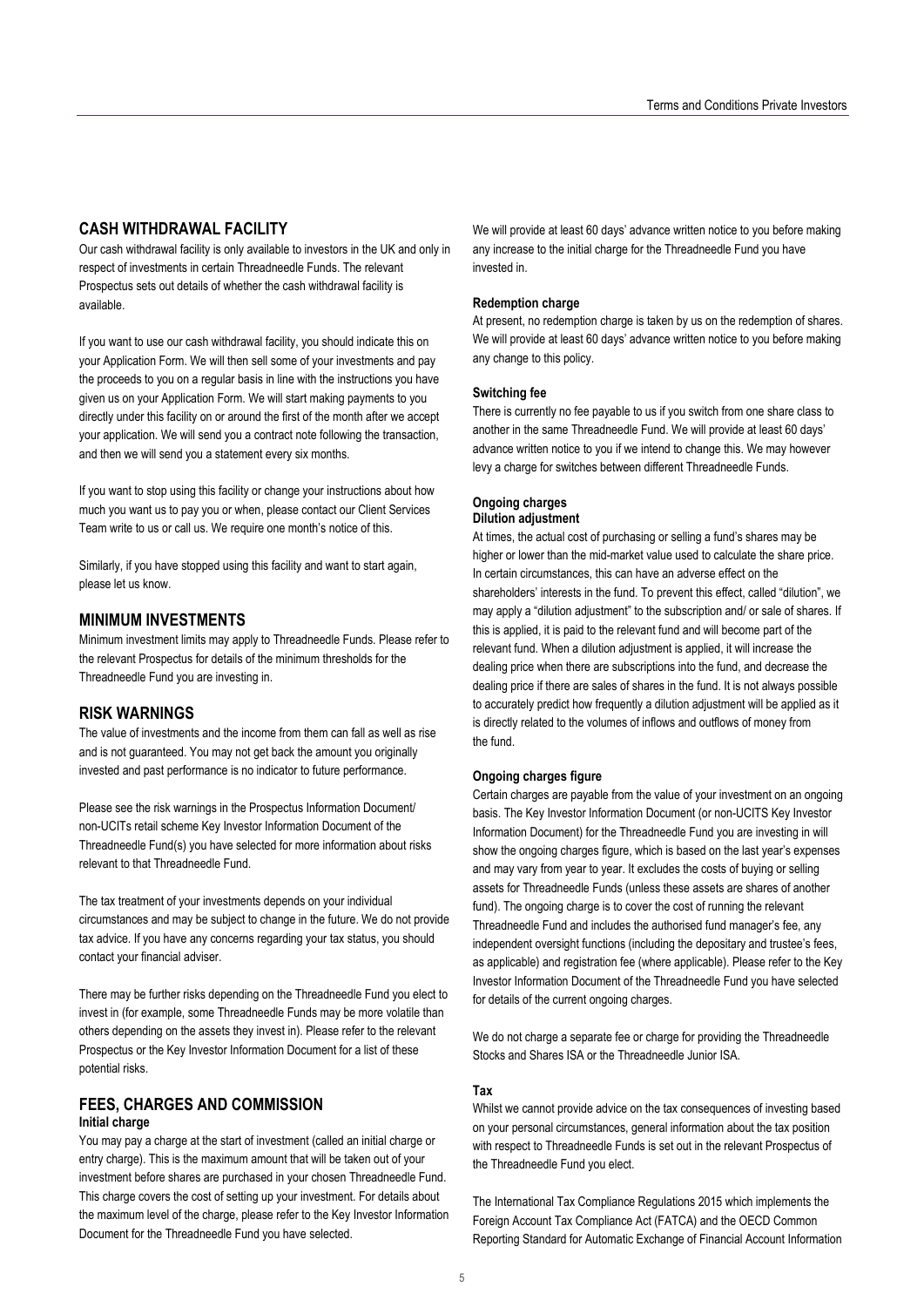## CASH WITHDRAWAL FACILITY

Our cash withdrawal facility is only available to investors in the UK and only in respect of investments in certain Threadneedle Funds. The relevant Prospectus sets out details of whether the cash withdrawal facility is available.

If you want to use our cash withdrawal facility, you should indicate this on your Application Form. We will then sell some of your investments and pay the proceeds to you on a regular basis in line with the instructions you have given us on your Application Form. We will start making payments to you directly under this facility on or around the first of the month after we accept your application. We will send you a contract note following the transaction, and then we will send you a statement every six months.

If you want to stop using this facility or change your instructions about how much you want us to pay you or when, please contact our Client Services Team write to us or call us. We require one month's notice of this.

Similarly, if you have stopped using this facility and want to start again, please let us know.

## MINIMUM INVESTMENTS

Minimum investment limits may apply to Threadneedle Funds. Please refer to the relevant Prospectus for details of the minimum thresholds for the Threadneedle Fund you are investing in.

## RISK WARNINGS

The value of investments and the income from them can fall as well as rise and is not guaranteed. You may not get back the amount you originally invested and past performance is no indicator to future performance.

Please see the risk warnings in the Prospectus Information Document/ non-UCITs retail scheme Key Investor Information Document of the Threadneedle Fund(s) you have selected for more information about risks relevant to that Threadneedle Fund.

The tax treatment of your investments depends on your individual circumstances and may be subject to change in the future. We do not provide tax advice. If you have any concerns regarding your tax status, you should contact your financial adviser.

There may be further risks depending on the Threadneedle Fund you elect to invest in (for example, some Threadneedle Funds may be more volatile than others depending on the assets they invest in). Please refer to the relevant Prospectus or the Key Investor Information Document for a list of these potential risks.

## FEES, CHARGES AND COMMISSION

### Initial charge

You may pay a charge at the start of investment (called an initial charge or entry charge). This is the maximum amount that will be taken out of your investment before shares are purchased in your chosen Threadneedle Fund. This charge covers the cost of setting up your investment. For details about the maximum level of the charge, please refer to the Key Investor Information Document for the Threadneedle Fund you have selected.

We will provide at least 60 days' advance written notice to you before making any increase to the initial charge for the Threadneedle Fund you have invested in.

### Redemption charge

At present, no redemption charge is taken by us on the redemption of shares. We will provide at least 60 days' advance written notice to you before making any change to this policy.

### Switching fee

There is currently no fee payable to us if you switch from one share class to another in the same Threadneedle Fund. We will provide at least 60 days' advance written notice to you if we intend to change this. We may however levy a charge for switches between different Threadneedle Funds.

### Ongoing charges

#### Dilution adjustment

At times, the actual cost of purchasing or selling a fund's shares may be higher or lower than the mid-market value used to calculate the share price. In certain circumstances, this can have an adverse effect on the shareholders' interests in the fund. To prevent this effect, called "dilution", we may apply a "dilution adjustment" to the subscription and/ or sale of shares. If this is applied, it is paid to the relevant fund and will become part of the relevant fund. When a dilution adjustment is applied, it will increase the dealing price when there are subscriptions into the fund, and decrease the dealing price if there are sales of shares in the fund. It is not always possible to accurately predict how frequently a dilution adjustment will be applied as it is directly related to the volumes of inflows and outflows of money from the fund.

#### Ongoing charges figure

Certain charges are payable from the value of your investment on an ongoing basis. The Key Investor Information Document (or non-UCITS Key Investor Information Document) for the Threadneedle Fund you are investing in will show the ongoing charges figure, which is based on the last year's expenses and may vary from year to year. It excludes the costs of buying or selling assets for Threadneedle Funds (unless these assets are shares of another fund). The ongoing charge is to cover the cost of running the relevant Threadneedle Fund and includes the authorised fund manager's fee, any independent oversight functions (including the depositary and trustee's fees, as applicable) and registration fee (where applicable). Please refer to the Key Investor Information Document of the Threadneedle Fund you have selected for details of the current ongoing charges.

We do not charge a separate fee or charge for providing the Threadneedle Stocks and Shares ISA or the Threadneedle Junior ISA.

### Tax

Whilst we cannot provide advice on the tax consequences of investing based on your personal circumstances, general information about the tax position with respect to Threadneedle Funds is set out in the relevant Prospectus of the Threadneedle Fund you elect.

The International Tax Compliance Regulations 2015 which implements the Foreign Account Tax Compliance Act (FATCA) and the OECD Common Reporting Standard for Automatic Exchange of Financial Account Information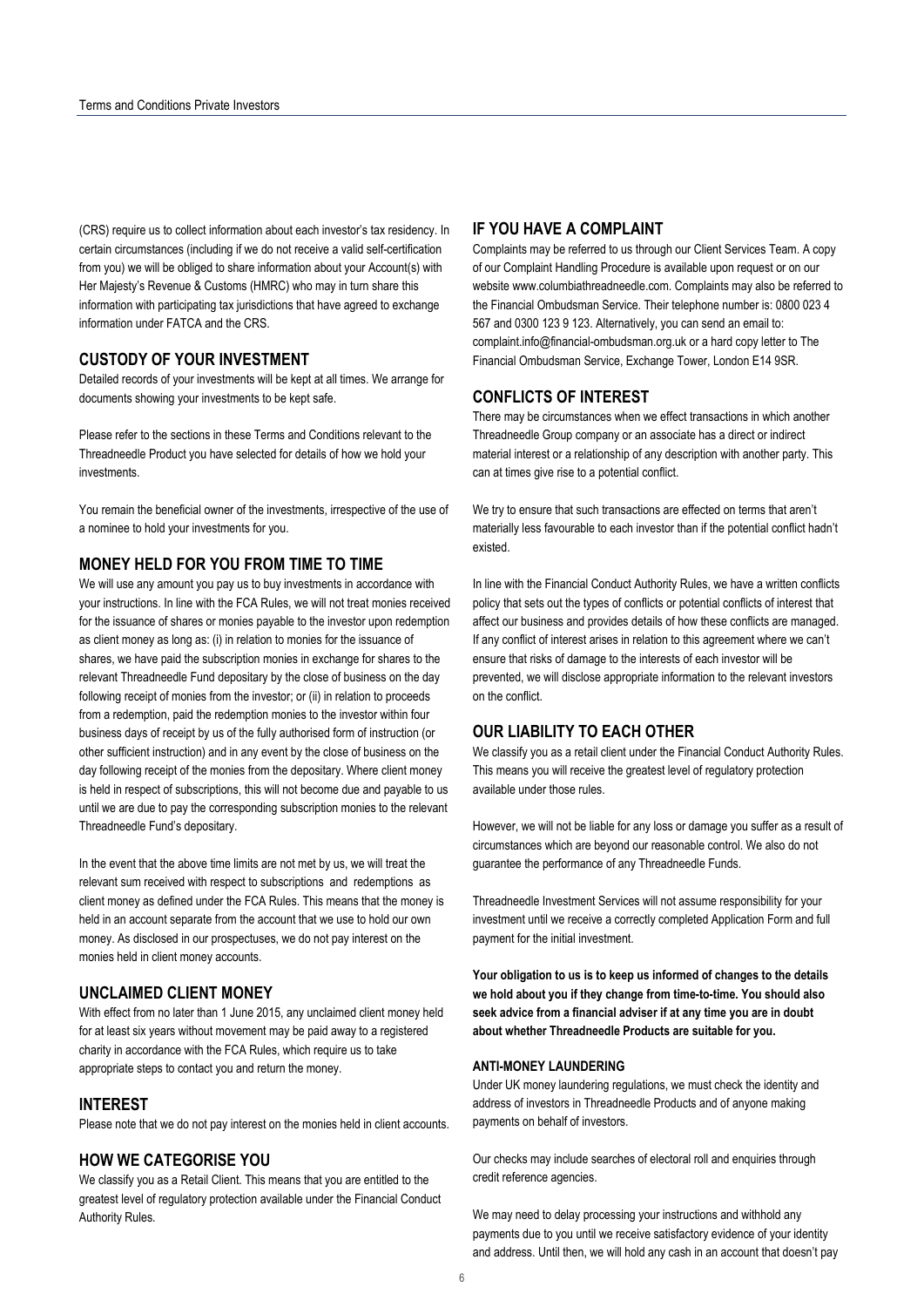(CRS) require us to collect information about each investor's tax residency. In certain circumstances (including if we do not receive a valid self-certification from you) we will be obliged to share information about your Account(s) with Her Majesty's Revenue & Customs (HMRC) who may in turn share this information with participating tax jurisdictions that have agreed to exchange information under FATCA and the CRS.

## CUSTODY OF YOUR INVESTMENT

Detailed records of your investments will be kept at all times. We arrange for documents showing your investments to be kept safe.

Please refer to the sections in these Terms and Conditions relevant to the Threadneedle Product you have selected for details of how we hold your investments.

You remain the beneficial owner of the investments, irrespective of the use of a nominee to hold your investments for you.

## MONEY HELD FOR YOU FROM TIME TO TIME

We will use any amount you pay us to buy investments in accordance with your instructions. In line with the FCA Rules, we will not treat monies received for the issuance of shares or monies payable to the investor upon redemption as client money as long as: (i) in relation to monies for the issuance of shares, we have paid the subscription monies in exchange for shares to the relevant Threadneedle Fund depositary by the close of business on the day following receipt of monies from the investor; or (ii) in relation to proceeds from a redemption, paid the redemption monies to the investor within four business days of receipt by us of the fully authorised form of instruction (or other sufficient instruction) and in any event by the close of business on the day following receipt of the monies from the depositary. Where client money is held in respect of subscriptions, this will not become due and payable to us until we are due to pay the corresponding subscription monies to the relevant Threadneedle Fund's depositary.

In the event that the above time limits are not met by us, we will treat the relevant sum received with respect to subscriptions and redemptions as client money as defined under the FCA Rules. This means that the money is held in an account separate from the account that we use to hold our own money. As disclosed in our prospectuses, we do not pay interest on the monies held in client money accounts.

## UNCLAIMED CLIENT MONEY

With effect from no later than 1 June 2015, any unclaimed client money held for at least six years without movement may be paid away to a registered charity in accordance with the FCA Rules, which require us to take appropriate steps to contact you and return the money.

## INTEREST

Please note that we do not pay interest on the monies held in client accounts.

## HOW WE CATEGORISE YOU

We classify you as a Retail Client. This means that you are entitled to the greatest level of regulatory protection available under the Financial Conduct Authority Rules.

## IF YOU HAVE A COMPLAINT

Complaints may be referred to us through our Client Services Team. A copy of our Complaint Handling Procedure is available upon request or on our website www.columbiathreadneedle.com. Complaints may also be referred to the Financial Ombudsman Service. Their telephone number is: 0800 023 4 567 and 0300 123 9 123. Alternatively, you can send an email to: complaint.info@financial-ombudsman.org.uk or a hard copy letter to The Financial Ombudsman Service, Exchange Tower, London E14 9SR.

## CONFLICTS OF INTEREST

There may be circumstances when we effect transactions in which another Threadneedle Group company or an associate has a direct or indirect material interest or a relationship of any description with another party. This can at times give rise to a potential conflict.

We try to ensure that such transactions are effected on terms that aren't materially less favourable to each investor than if the potential conflict hadn't existed.

In line with the Financial Conduct Authority Rules, we have a written conflicts policy that sets out the types of conflicts or potential conflicts of interest that affect our business and provides details of how these conflicts are managed. If any conflict of interest arises in relation to this agreement where we can't ensure that risks of damage to the interests of each investor will be prevented, we will disclose appropriate information to the relevant investors on the conflict.

## OUR LIABILITY TO EACH OTHER

We classify you as a retail client under the Financial Conduct Authority Rules. This means you will receive the greatest level of regulatory protection available under those rules.

However, we will not be liable for any loss or damage you suffer as a result of circumstances which are beyond our reasonable control. We also do not guarantee the performance of any Threadneedle Funds.

Threadneedle Investment Services will not assume responsibility for your investment until we receive a correctly completed Application Form and full payment for the initial investment.

**Your obligation to us is to keep us informed of changes to the details we hold about you if they change from time-to-time. You should also seek advice from a financial adviser if at any time you are in doubt about whether Threadneedle Products are suitable for you.**

### ANTI-MONEY LAUNDERING

Under UK money laundering regulations, we must check the identity and address of investors in Threadneedle Products and of anyone making payments on behalf of investors.

Our checks may include searches of electoral roll and enquiries through credit reference agencies.

We may need to delay processing your instructions and withhold any payments due to you until we receive satisfactory evidence of your identity and address. Until then, we will hold any cash in an account that doesn't pay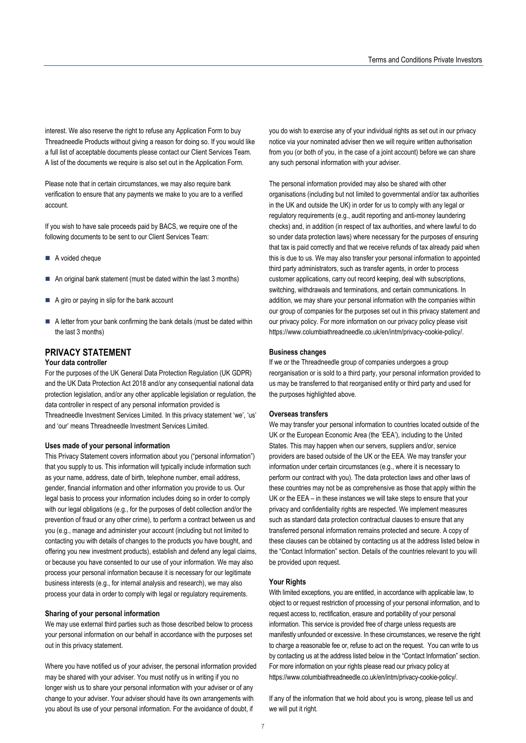interest. We also reserve the right to refuse any Application Form to buy Threadneedle Products without giving a reason for doing so. If you would like a full list of acceptable documents please contact our Client Services Team. A list of the documents we require is also set out in the Application Form.

Please note that in certain circumstances, we may also require bank verification to ensure that any payments we make to you are to a verified account.

If you wish to have sale proceeds paid by BACS, we require one of the following documents to be sent to our Client Services Team:

- A voided cheque
- An original bank statement (must be dated within the last 3 months)
- A giro or paying in slip for the bank account
- A letter from your bank confirming the bank details (must be dated within the last 3 months)

## PRIVACY STATEMENT

**Your data controller**

For the purposes of the UK General Data Protection Regulation (UK GDPR) and the UK Data Protection Act 2018 and/or any consequential national data protection legislation, and/or any other applicable legislation or regulation, the data controller in respect of any personal information provided is Threadneedle Investment Services Limited. In this privacy statement 'we', 'us' and 'our' means Threadneedle Investment Services Limited.

**Uses made of your personal information**

This Privacy Statement covers information about you ("personal information") that you supply to us. This information will typically include information such as your name, address, date of birth, telephone number, email address, gender, financial information and other information you provide to us. Our legal basis to process your information includes doing so in order to comply with our legal obligations (e.g., for the purposes of debt collection and/or the prevention of fraud or any other crime), to perform a contract between us and you (e.g., manage and administer your account (including but not limited to contacting you with details of changes to the products you have bought, and offering you new investment products), establish and defend any legal claims, or because you have consented to our use of your information. We may also process your personal information because it is necessary for our legitimate business interests (e.g., for internal analysis and research), we may also process your data in order to comply with legal or regulatory requirements.

**Sharing of your personal information**

We may use external third parties such as those described below to process your personal information on our behalf in accordance with the purposes set out in this privacy statement.

Where you have notified us of your adviser, the personal information provided may be shared with your adviser. You must notify us in writing if you no longer wish us to share your personal information with your adviser or of any change to your adviser. Your adviser should have its own arrangements with you about its use of your personal information. For the avoidance of doubt, if you do wish to exercise any of your individual rights as set out in our privacy notice via your nominated adviser then we will require written authorisation from you (or both of you, in the case of a joint account) before we can share any such personal information with your adviser.

The personal information provided may also be shared with other organisations (including but not limited to governmental and/or tax authorities in the UK and outside the UK) in order for us to comply with any legal or regulatory requirements (e.g., audit reporting and anti-money laundering checks) and, in addition (in respect of tax authorities, and where lawful to do so under data protection laws) where necessary for the purposes of ensuring that tax is paid correctly and that we receive refunds of tax already paid when this is due to us. We may also transfer your personal information to appointed third party administrators, such as transfer agents, in order to process customer applications, carry out record keeping, deal with subscriptions, switching, withdrawals and terminations, and certain communications. In addition, we may share your personal information with the companies within our group of companies for the purposes set out in this privacy statement and our privacy policy. For more information on our privacy policy please visit https://www.columbiathreadneedle.co.uk/en/intm/privacy-cookie-policy/.

**Business changes**

If we or the Threadneedle group of companies undergoes a group reorganisation or is sold to a third party, your personal information provided to us may be transferred to that reorganised entity or third party and used for the purposes highlighted above.

**Overseas transfers**

We may transfer your personal information to countries located outside of the UK or the European Economic Area (the 'EEA'), including to the United States. This may happen when our servers, suppliers and/or, service providers are based outside of the UK or the EEA. We may transfer your information under certain circumstances (e.g., where it is necessary to perform our contract with you). The data protection laws and other laws of these countries may not be as comprehensive as those that apply within the UK or the EEA – in these instances we will take steps to ensure that your privacy and confidentiality rights are respected. We implement measures such as standard data protection contractual clauses to ensure that any transferred personal information remains protected and secure. A copy of these clauses can be obtained by contacting us at the address listed below in the "Contact Information" section. Details of the countries relevant to you will be provided upon request.

**Your Rights**

With limited exceptions, you are entitled, in accordance with applicable law, to object to or request restriction of processing of your personal information, and to request access to, rectification, erasure and portability of your personal information. This service is provided free of charge unless requests are manifestly unfounded or excessive. In these circumstances, we reserve the right to charge a reasonable fee or, refuse to act on the request. You can write to us by contacting us at the address listed below in the "Contact Information" section. For more information on your rights please read our privacy policy at https://www.columbiathreadneedle.co.uk/en/intm/privacy-cookie-policy/.

If any of the information that we hold about you is wrong, please tell us and we will put it right.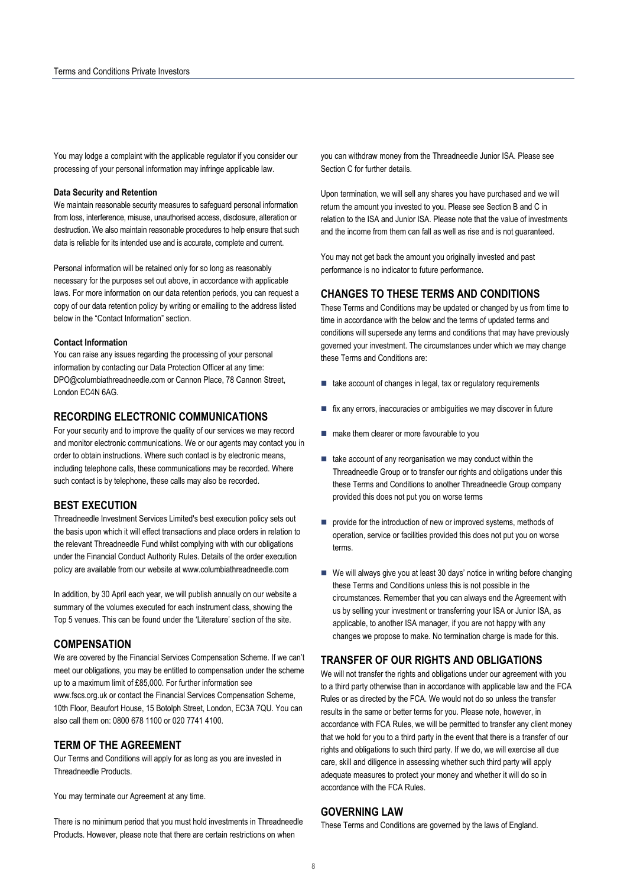You may lodge a complaint with the applicable regulator if you consider our processing of your personal information may infringe applicable law.

**Data Security and Retention**

We maintain reasonable security measures to safeguard personal information from loss, interference, misuse, unauthorised access, disclosure, alteration or destruction. We also maintain reasonable procedures to help ensure that such data is reliable for its intended use and is accurate, complete and current.

Personal information will be retained only for so long as reasonably necessary for the purposes set out above, in accordance with applicable laws. For more information on our data retention periods, you can request a copy of our data retention policy by writing or emailing to the address listed below in the "Contact Information" section.

**Contact Information**

You can raise any issues regarding the processing of your personal information by contacting our Data Protection Officer at any time: DPO@columbiathreadneedle.com or Cannon Place, 78 Cannon Street, London EC4N 6AG.

## RECORDING ELECTRONIC COMMUNICATIONS

For your security and to improve the quality of our services we may record and monitor electronic communications. We or our agents may contact you in order to obtain instructions. Where such contact is by electronic means, including telephone calls, these communications may be recorded. Where such contact is by telephone, these calls may also be recorded.

## BEST EXECUTION

Threadneedle Investment Services Limited's best execution policy sets out the basis upon which it will effect transactions and place orders in relation to the relevant Threadneedle Fund whilst complying with with our obligations under the Financial Conduct Authority Rules. Details of the order execution policy are available from our website at www.columbiathreadneedle.com

In addition, by 30 April each year, we will publish annually on our website a summary of the volumes executed for each instrument class, showing the Top 5 venues. This can be found under the 'Literature' section of the site.

## COMPENSATION

We are covered by the Financial Services Compensation Scheme. If we can't meet our obligations, you may be entitled to compensation under the scheme up to a maximum limit of £85,000. For further information see www.fscs.org.uk or contact the Financial Services Compensation Scheme, 10th Floor, Beaufort House, 15 Botolph Street, London, EC3A 7QU. You can also call them on: 0800 678 1100 or 020 7741 4100.

## TERM OF THE AGREEMENT

Our Terms and Conditions will apply for as long as you are invested in Threadneedle Products.

You may terminate our Agreement at any time.

There is no minimum period that you must hold investments in Threadneedle Products. However, please note that there are certain restrictions on when you can withdraw money from the Threadneedle Junior ISA. Please see Section C for further details.

Upon termination, we will sell any shares you have purchased and we will return the amount you invested to you. Please see Section B and C in relation to the ISA and Junior ISA. Please note that the value of investments and the income from them can fall as well as rise and is not guaranteed.

You may not get back the amount you originally invested and past performance is no indicator to future performance.

## CHANGES TO THESE TERMS AND CONDITIONS

These Terms and Conditions may be updated or changed by us from time to time in accordance with the below and the terms of updated terms and conditions will supersede any terms and conditions that may have previously governed your investment. The circumstances under which we may change these Terms and Conditions are:

- take account of changes in legal, tax or regulatory requirements
- fix any errors, inaccuracies or ambiguities we may discover in future
- make them clearer or more favourable to you
- take account of any reorganisation we may conduct within the Threadneedle Group or to transfer our rights and obligations under this these Terms and Conditions to another Threadneedle Group company provided this does not put you on worse terms
- provide for the introduction of new or improved systems, methods of operation, service or facilities provided this does not put you on worse terms.
- We will always give you at least 30 days' notice in writing before changing these Terms and Conditions unless this is not possible in the circumstances. Remember that you can always end the Agreement with us by selling your investment or transferring your ISA or Junior ISA, as applicable, to another ISA manager, if you are not happy with any changes we propose to make. No termination charge is made for this.

## TRANSFER OF OUR RIGHTS AND OBLIGATIONS

We will not transfer the rights and obligations under our agreement with you to a third party otherwise than in accordance with applicable law and the FCA Rules or as directed by the FCA. We would not do so unless the transfer results in the same or better terms for you. Please note, however, in accordance with FCA Rules, we will be permitted to transfer any client money that we hold for you to a third party in the event that there is a transfer of our rights and obligations to such third party. If we do, we will exercise all due care, skill and diligence in assessing whether such third party will apply adequate measures to protect your money and whether it will do so in accordance with the FCA Rules.

## GOVERNING LAW

These Terms and Conditions are governed by the laws of England.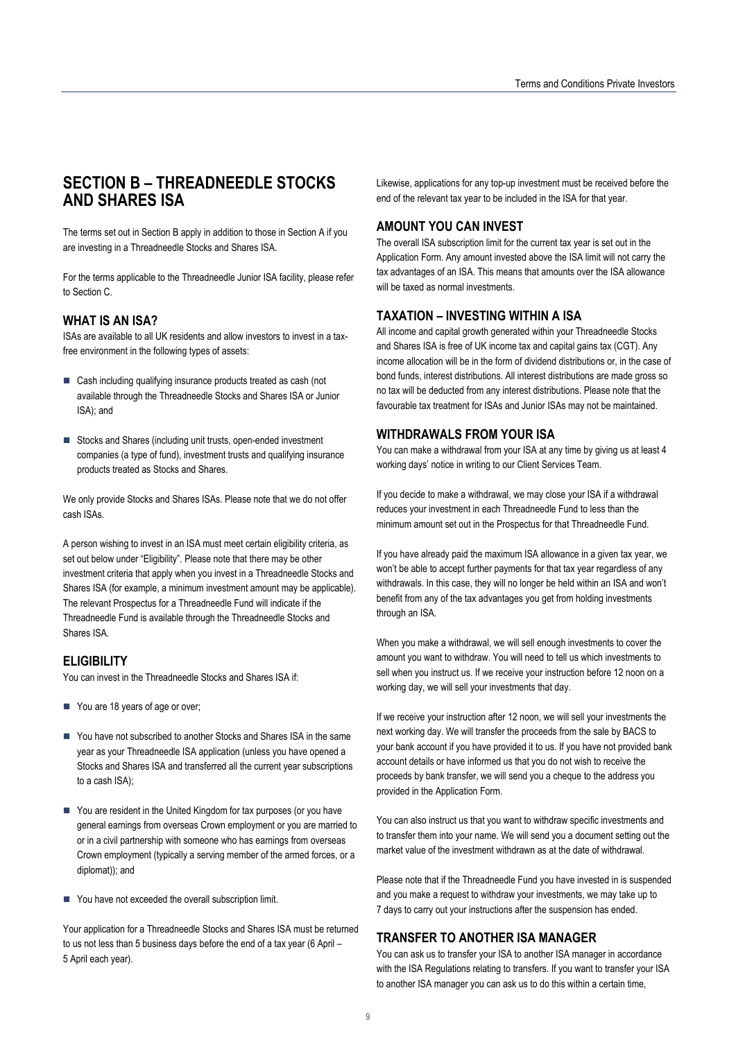## SECTION B – THREADNEEDLE STOCKS AND SHARES ISA

The terms set out in Section B apply in addition to those in Section A if you are investing in a Threadneedle Stocks and Shares ISA.

For the terms applicable to the Threadneedle Junior ISA facility, please refer to Section C.

### WHAT IS AN ISA?

ISAs are available to all UK residents and allow investors to invest in a tax-free environment in the following types of assets:

- Cash including qualifying insurance products treated as cash (not available through the Threadneedle Stocks and Shares ISA or Junior ISA); and
- Stocks and Shares (including unit trusts, open-ended investment companies (a type of fund), investment trusts and qualifying insurance products treated as Stocks and Shares.

We only provide Stocks and Shares ISAs. Please note that we do not offer cash ISAs.

A person wishing to invest in an ISA must meet certain eligibility criteria, as set out below under "Eligibility". Please note that there may be other investment criteria that apply when you invest in a Threadneedle Stocks and Shares ISA (for example, a minimum investment amount may be applicable). The relevant Prospectus for a Threadneedle Fund will indicate if the Threadneedle Fund is available through the Threadneedle Stocks and Shares ISA.

### ELIGIBILITY

You can invest in the Threadneedle Stocks and Shares ISA if:

- You are 18 years of age or over;
- You have not subscribed to another Stocks and Shares ISA in the same year as your Threadneedle ISA application (unless you have opened a Stocks and Shares ISA and transferred all the current year subscriptions to a cash ISA);
- You are resident in the United Kingdom for tax purposes (or you have general earnings from overseas Crown employment or you are married to or in a civil partnership with someone who has earnings from overseas Crown employment (typically a serving member of the armed forces, or a diplomat)); and
- You have not exceeded the overall subscription limit.

Your application for a Threadneedle Stocks and Shares ISA must be returned to us not less than 5 business days before the end of a tax year (6 April – 5 April each year).

Likewise, applications for any top-up investment must be received before the end of the relevant tax year to be included in the ISA for that year.

### AMOUNT YOU CAN INVEST

The overall ISA subscription limit for the current tax year is set out in the Application Form. Any amount invested above the ISA limit will not carry the tax advantages of an ISA. This means that amounts over the ISA allowance will be taxed as normal investments.

### TAXATION – INVESTING WITHIN A ISA

All income and capital growth generated within your Threadneedle Stocks and Shares ISA is free of UK income tax and capital gains tax (CGT). Any income allocation will be in the form of dividend distributions or, in the case of bond funds, interest distributions. All interest distributions are made gross so no tax will be deducted from any interest distributions. Please note that the favourable tax treatment for ISAs and Junior ISAs may not be maintained.

### WITHDRAWALS FROM YOUR ISA

You can make a withdrawal from your ISA at any time by giving us at least 4 working days' notice in writing to our Client Services Team.

If you decide to make a withdrawal, we may close your ISA if a withdrawal reduces your investment in each Threadneedle Fund to less than the minimum amount set out in the Prospectus for that Threadneedle Fund.

If you have already paid the maximum ISA allowance in a given tax year, we won't be able to accept further payments for that tax year regardless of any withdrawals. In this case, they will no longer be held within an ISA and won't benefit from any of the tax advantages you get from holding investments through an ISA.

When you make a withdrawal, we will sell enough investments to cover the amount you want to withdraw. You will need to tell us which investments to sell when you instruct us. If we receive your instruction before 12 noon on a working day, we will sell your investments that day.

If we receive your instruction after 12 noon, we will sell your investments the next working day. We will transfer the proceeds from the sale by BACS to your bank account if you have provided it to us. If you have not provided bank account details or have informed us that you do not wish to receive the proceeds by bank transfer, we will send you a cheque to the address you provided in the Application Form.

You can also instruct us that you want to withdraw specific investments and to transfer them into your name. We will send you a document setting out the market value of the investment withdrawn as at the date of withdrawal.

Please note that if the Threadneedle Fund you have invested in is suspended and you make a request to withdraw your investments, we may take up to 7 days to carry out your instructions after the suspension has ended.

### TRANSFER TO ANOTHER ISA MANAGER

You can ask us to transfer your ISA to another ISA manager in accordance with the ISA Regulations relating to transfers. If you want to transfer your ISA to another ISA manager you can ask us to do this within a certain time,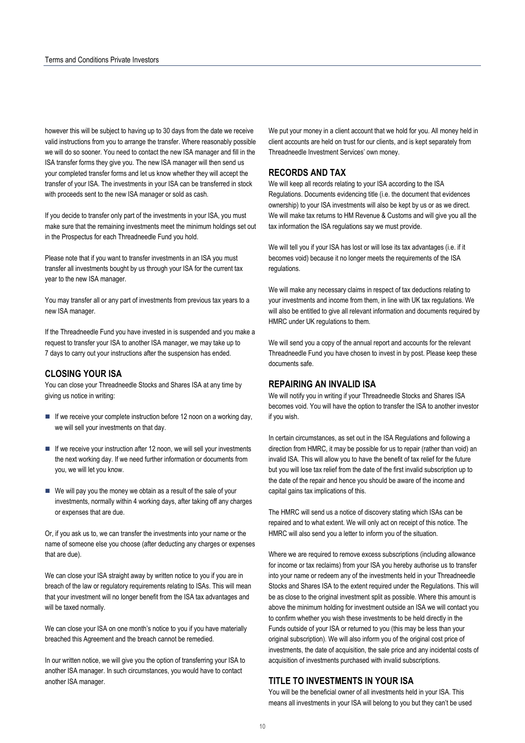however this will be subject to having up to 30 days from the date we receive valid instructions from you to arrange the transfer. Where reasonably possible we will do so sooner. You need to contact the new ISA manager and fill in the ISA transfer forms they give you. The new ISA manager will then send us your completed transfer forms and let us know whether they will accept the transfer of your ISA. The investments in your ISA can be transferred in stock with proceeds sent to the new ISA manager or sold as cash.

If you decide to transfer only part of the investments in your ISA, you must make sure that the remaining investments meet the minimum holdings set out in the Prospectus for each Threadneedle Fund you hold.

Please note that if you want to transfer investments in an ISA you must transfer all investments bought by us through your ISA for the current tax year to the new ISA manager.

You may transfer all or any part of investments from previous tax years to a new ISA manager.

If the Threadneedle Fund you have invested in is suspended and you make a request to transfer your ISA to another ISA manager, we may take up to 7 days to carry out your instructions after the suspension has ended.

## CLOSING YOUR ISA

You can close your Threadneedle Stocks and Shares ISA at any time by giving us notice in writing:

- If we receive your complete instruction before 12 noon on a working day, we will sell your investments on that day.
- If we receive your instruction after 12 noon, we will sell your investments the next working day. If we need further information or documents from you, we will let you know.
- We will pay you the money we obtain as a result of the sale of your investments, normally within 4 working days, after taking off any charges or expenses that are due.

Or, if you ask us to, we can transfer the investments into your name or the name of someone else you choose (after deducting any charges or expenses that are due).

We can close your ISA straight away by written notice to you if you are in breach of the law or regulatory requirements relating to ISAs. This will mean that your investment will no longer benefit from the ISA tax advantages and will be taxed normally.

We can close your ISA on one month's notice to you if you have materially breached this Agreement and the breach cannot be remedied.

In our written notice, we will give you the option of transferring your ISA to another ISA manager. In such circumstances, you would have to contact another ISA manager.

We put your money in a client account that we hold for you. All money held in client accounts are held on trust for our clients, and is kept separately from Threadneedle Investment Services' own money.

## RECORDS AND TAX

We will keep all records relating to your ISA according to the ISA Regulations. Documents evidencing title (i.e. the document that evidences ownership) to your ISA investments will also be kept by us or as we direct. We will make tax returns to HM Revenue & Customs and will give you all the tax information the ISA regulations say we must provide.

We will tell you if your ISA has lost or will lose its tax advantages (i.e. if it becomes void) because it no longer meets the requirements of the ISA regulations.

We will make any necessary claims in respect of tax deductions relating to your investments and income from them, in line with UK tax regulations. We will also be entitled to give all relevant information and documents required by HMRC under UK regulations to them.

We will send you a copy of the annual report and accounts for the relevant Threadneedle Fund you have chosen to invest in by post. Please keep these documents safe.

## REPAIRING AN INVALID ISA

We will notify you in writing if your Threadneedle Stocks and Shares ISA becomes void. You will have the option to transfer the ISA to another investor if you wish.

In certain circumstances, as set out in the ISA Regulations and following a direction from HMRC, it may be possible for us to repair (rather than void) an invalid ISA. This will allow you to have the benefit of tax relief for the future but you will lose tax relief from the date of the first invalid subscription up to the date of the repair and hence you should be aware of the income and capital gains tax implications of this.

The HMRC will send us a notice of discovery stating which ISAs can be repaired and to what extent. We will only act on receipt of this notice. The HMRC will also send you a letter to inform you of the situation.

Where we are required to remove excess subscriptions (including allowance for income or tax reclaims) from your ISA you hereby authorise us to transfer into your name or redeem any of the investments held in your Threadneedle Stocks and Shares ISA to the extent required under the Regulations. This will be as close to the original investment split as possible. Where this amount is above the minimum holding for investment outside an ISA we will contact you to confirm whether you wish these investments to be held directly in the Funds outside of your ISA or returned to you (this may be less than your original subscription). We will also inform you of the original cost price of investments, the date of acquisition, the sale price and any incidental costs of acquisition of investments purchased with invalid subscriptions.

## TITLE TO INVESTMENTS IN YOUR ISA

You will be the beneficial owner of all investments held in your ISA. This means all investments in your ISA will belong to you but they can't be used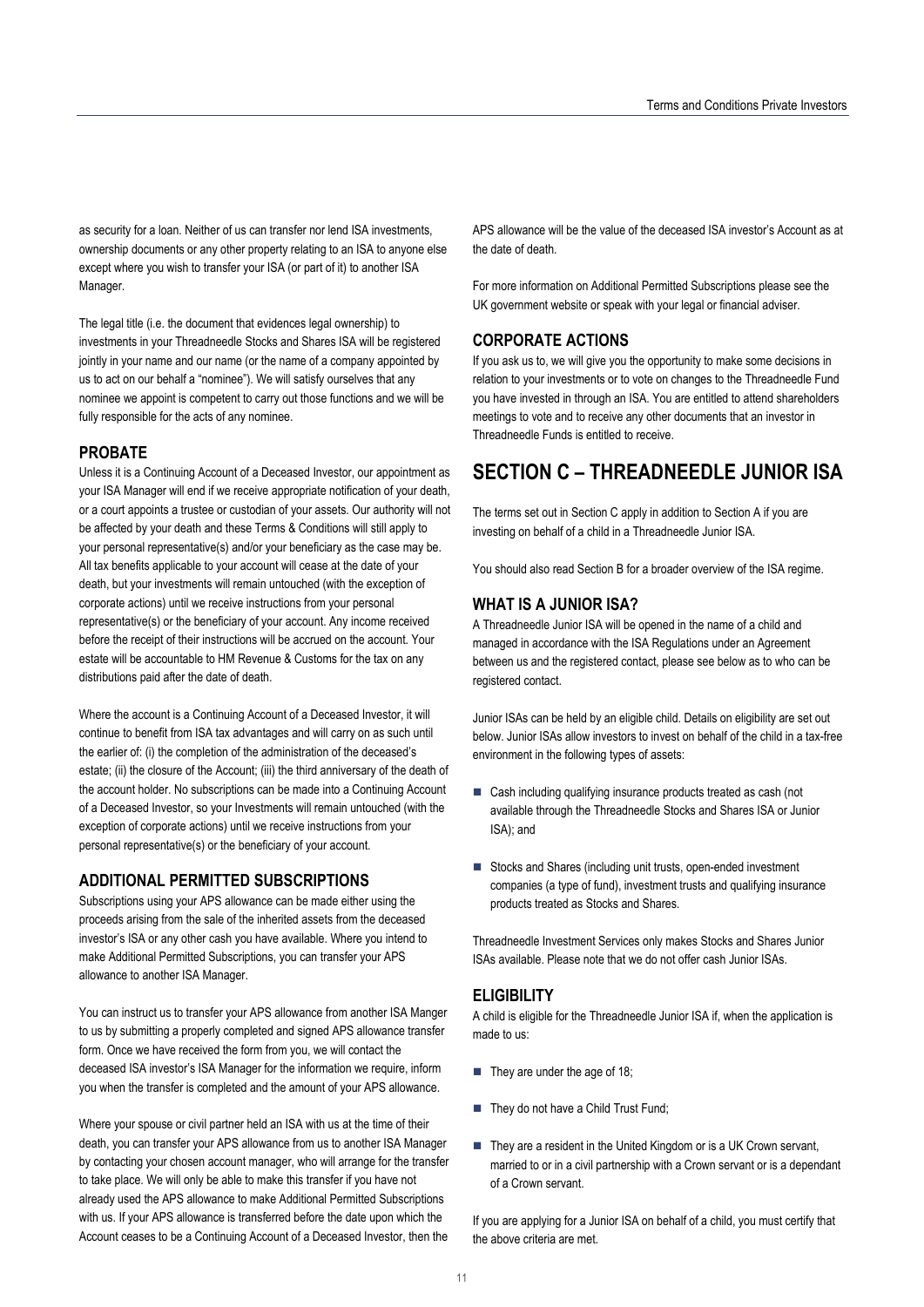as security for a loan. Neither of us can transfer nor lend ISA investments, ownership documents or any other property relating to an ISA to anyone else except where you wish to transfer your ISA (or part of it) to another ISA Manager.

The legal title (i.e. the document that evidences legal ownership) to investments in your Threadneedle Stocks and Shares ISA will be registered jointly in your name and our name (or the name of a company appointed by us to act on our behalf a "nominee"). We will satisfy ourselves that any nominee we appoint is competent to carry out those functions and we will be fully responsible for the acts of any nominee.

### PROBATE

Unless it is a Continuing Account of a Deceased Investor, our appointment as your ISA Manager will end if we receive appropriate notification of your death, or a court appoints a trustee or custodian of your assets. Our authority will not be affected by your death and these Terms & Conditions will still apply to your personal representative(s) and/or your beneficiary as the case may be. All tax benefits applicable to your account will cease at the date of your death, but your investments will remain untouched (with the exception of corporate actions) until we receive instructions from your personal representative(s) or the beneficiary of your account. Any income received before the receipt of their instructions will be accrued on the account. Your estate will be accountable to HM Revenue & Customs for the tax on any distributions paid after the date of death.

Where the account is a Continuing Account of a Deceased Investor, it will continue to benefit from ISA tax advantages and will carry on as such until the earlier of: (i) the completion of the administration of the deceased's estate; (ii) the closure of the Account; (iii) the third anniversary of the death of the account holder. No subscriptions can be made into a Continuing Account of a Deceased Investor, so your Investments will remain untouched (with the exception of corporate actions) until we receive instructions from your personal representative(s) or the beneficiary of your account.

### ADDITIONAL PERMITTED SUBSCRIPTIONS

Subscriptions using your APS allowance can be made either using the proceeds arising from the sale of the inherited assets from the deceased investor's ISA or any other cash you have available. Where you intend to make Additional Permitted Subscriptions, you can transfer your APS allowance to another ISA Manager.

You can instruct us to transfer your APS allowance from another ISA Manger to us by submitting a properly completed and signed APS allowance transfer form. Once we have received the form from you, we will contact the deceased ISA investor's ISA Manager for the information we require, inform you when the transfer is completed and the amount of your APS allowance.

Where your spouse or civil partner held an ISA with us at the time of their death, you can transfer your APS allowance from us to another ISA Manager by contacting your chosen account manager, who will arrange for the transfer to take place. We will only be able to make this transfer if you have not already used the APS allowance to make Additional Permitted Subscriptions with us. If your APS allowance is transferred before the date upon which the Account ceases to be a Continuing Account of a Deceased Investor, then the APS allowance will be the value of the deceased ISA investor's Account as at the date of death.

For more information on Additional Permitted Subscriptions please see the UK government website or speak with your legal or financial adviser.

### CORPORATE ACTIONS

If you ask us to, we will give you the opportunity to make some decisions in relation to your investments or to vote on changes to the Threadneedle Fund you have invested in through an ISA. You are entitled to attend shareholders meetings to vote and to receive any other documents that an investor in Threadneedle Funds is entitled to receive.

## SECTION C – THREADNEEDLE JUNIOR ISA

The terms set out in Section C apply in addition to Section A if you are investing on behalf of a child in a Threadneedle Junior ISA.

You should also read Section B for a broader overview of the ISA regime.

### WHAT IS A JUNIOR ISA?

A Threadneedle Junior ISA will be opened in the name of a child and managed in accordance with the ISA Regulations under an Agreement between us and the registered contact, please see below as to who can be registered contact.

Junior ISAs can be held by an eligible child. Details on eligibility are set out below. Junior ISAs allow investors to invest on behalf of the child in a tax-free environment in the following types of assets:

- Cash including qualifying insurance products treated as cash (not available through the Threadneedle Stocks and Shares ISA or Junior ISA); and
- Stocks and Shares (including unit trusts, open-ended investment companies (a type of fund), investment trusts and qualifying insurance products treated as Stocks and Shares.

Threadneedle Investment Services only makes Stocks and Shares Junior ISAs available. Please note that we do not offer cash Junior ISAs.

### ELIGIBILITY

A child is eligible for the Threadneedle Junior ISA if, when the application is made to us:

- They are under the age of 18;
- They do not have a Child Trust Fund;
- They are a resident in the United Kingdom or is a UK Crown servant, married to or in a civil partnership with a Crown servant or is a dependant of a Crown servant.

If you are applying for a Junior ISA on behalf of a child, you must certify that the above criteria are met.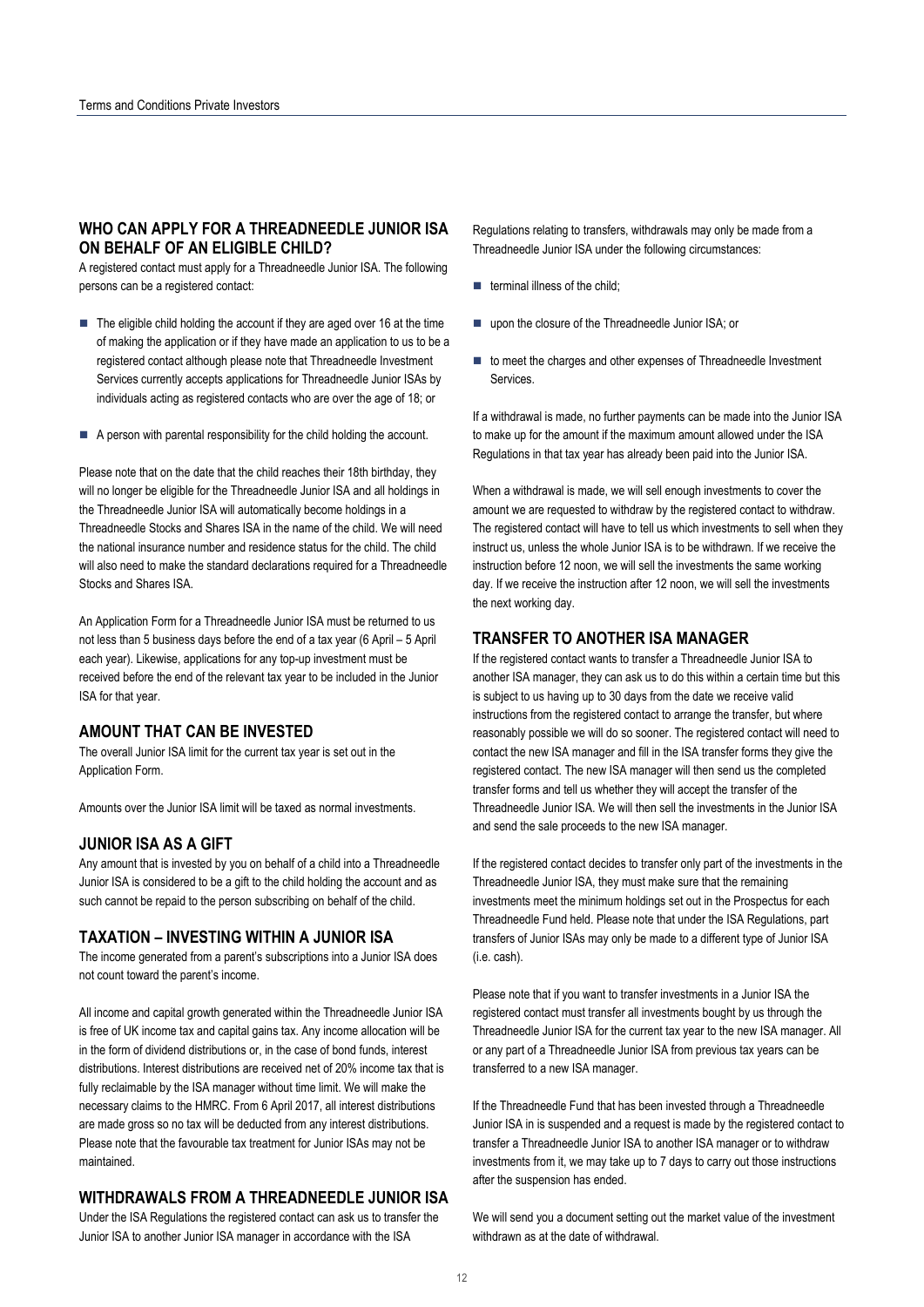## WHO CAN APPLY FOR A THREADNEEDLE JUNIOR ISA ON BEHALF OF AN ELIGIBLE CHILD?

A registered contact must apply for a Threadneedle Junior ISA. The following persons can be a registered contact:

- The eligible child holding the account if they are aged over 16 at the time of making the application or if they have made an application to us to be a registered contact although please note that Threadneedle Investment Services currently accepts applications for Threadneedle Junior ISAs by individuals acting as registered contacts who are over the age of 18; or
- A person with parental responsibility for the child holding the account.

Please note that on the date that the child reaches their 18th birthday, they will no longer be eligible for the Threadneedle Junior ISA and all holdings in the Threadneedle Junior ISA will automatically become holdings in a Threadneedle Stocks and Shares ISA in the name of the child. We will need the national insurance number and residence status for the child. The child will also need to make the standard declarations required for a Threadneedle Stocks and Shares ISA.

An Application Form for a Threadneedle Junior ISA must be returned to us not less than 5 business days before the end of a tax year (6 April – 5 April each year). Likewise, applications for any top-up investment must be received before the end of the relevant tax year to be included in the Junior ISA for that year.

## AMOUNT THAT CAN BE INVESTED

The overall Junior ISA limit for the current tax year is set out in the Application Form.

Amounts over the Junior ISA limit will be taxed as normal investments.

## JUNIOR ISA AS A GIFT

Any amount that is invested by you on behalf of a child into a Threadneedle Junior ISA is considered to be a gift to the child holding the account and as such cannot be repaid to the person subscribing on behalf of the child.

## TAXATION – INVESTING WITHIN A JUNIOR ISA

The income generated from a parent's subscriptions into a Junior ISA does not count toward the parent's income.

All income and capital growth generated within the Threadneedle Junior ISA is free of UK income tax and capital gains tax. Any income allocation will be in the form of dividend distributions or, in the case of bond funds, interest distributions. Interest distributions are received net of 20% income tax that is fully reclaimable by the ISA manager without time limit. We will make the necessary claims to the HMRC. From 6 April 2017, all interest distributions are made gross so no tax will be deducted from any interest distributions. Please note that the favourable tax treatment for Junior ISAs may not be maintained.

## WITHDRAWALS FROM A THREADNEEDLE JUNIOR ISA

Under the ISA Regulations the registered contact can ask us to transfer the Junior ISA to another Junior ISA manager in accordance with the ISA Regulations relating to transfers, withdrawals may only be made from a Threadneedle Junior ISA under the following circumstances:

- terminal illness of the child;
- upon the closure of the Threadneedle Junior ISA; or
- to meet the charges and other expenses of Threadneedle Investment Services.

If a withdrawal is made, no further payments can be made into the Junior ISA to make up for the amount if the maximum amount allowed under the ISA Regulations in that tax year has already been paid into the Junior ISA.

When a withdrawal is made, we will sell enough investments to cover the amount we are requested to withdraw by the registered contact to withdraw. The registered contact will have to tell us which investments to sell when they instruct us, unless the whole Junior ISA is to be withdrawn. If we receive the instruction before 12 noon, we will sell the investments the same working day. If we receive the instruction after 12 noon, we will sell the investments the next working day.

## TRANSFER TO ANOTHER ISA MANAGER

If the registered contact wants to transfer a Threadneedle Junior ISA to another ISA manager, they can ask us to do this within a certain time but this is subject to us having up to 30 days from the date we receive valid instructions from the registered contact to arrange the transfer, but where reasonably possible we will do so sooner. The registered contact will need to contact the new ISA manager and fill in the ISA transfer forms they give the registered contact. The new ISA manager will then send us the completed transfer forms and tell us whether they will accept the transfer of the Threadneedle Junior ISA. We will then sell the investments in the Junior ISA and send the sale proceeds to the new ISA manager.

If the registered contact decides to transfer only part of the investments in the Threadneedle Junior ISA, they must make sure that the remaining investments meet the minimum holdings set out in the Prospectus for each Threadneedle Fund held. Please note that under the ISA Regulations, part transfers of Junior ISAs may only be made to a different type of Junior ISA (i.e. cash).

Please note that if you want to transfer investments in a Junior ISA the registered contact must transfer all investments bought by us through the Threadneedle Junior ISA for the current tax year to the new ISA manager. All or any part of a Threadneedle Junior ISA from previous tax years can be transferred to a new ISA manager.

If the Threadneedle Fund that has been invested through a Threadneedle Junior ISA in is suspended and a request is made by the registered contact to transfer a Threadneedle Junior ISA to another ISA manager or to withdraw investments from it, we may take up to 7 days to carry out those instructions after the suspension has ended.

We will send you a document setting out the market value of the investment withdrawn as at the date of withdrawal.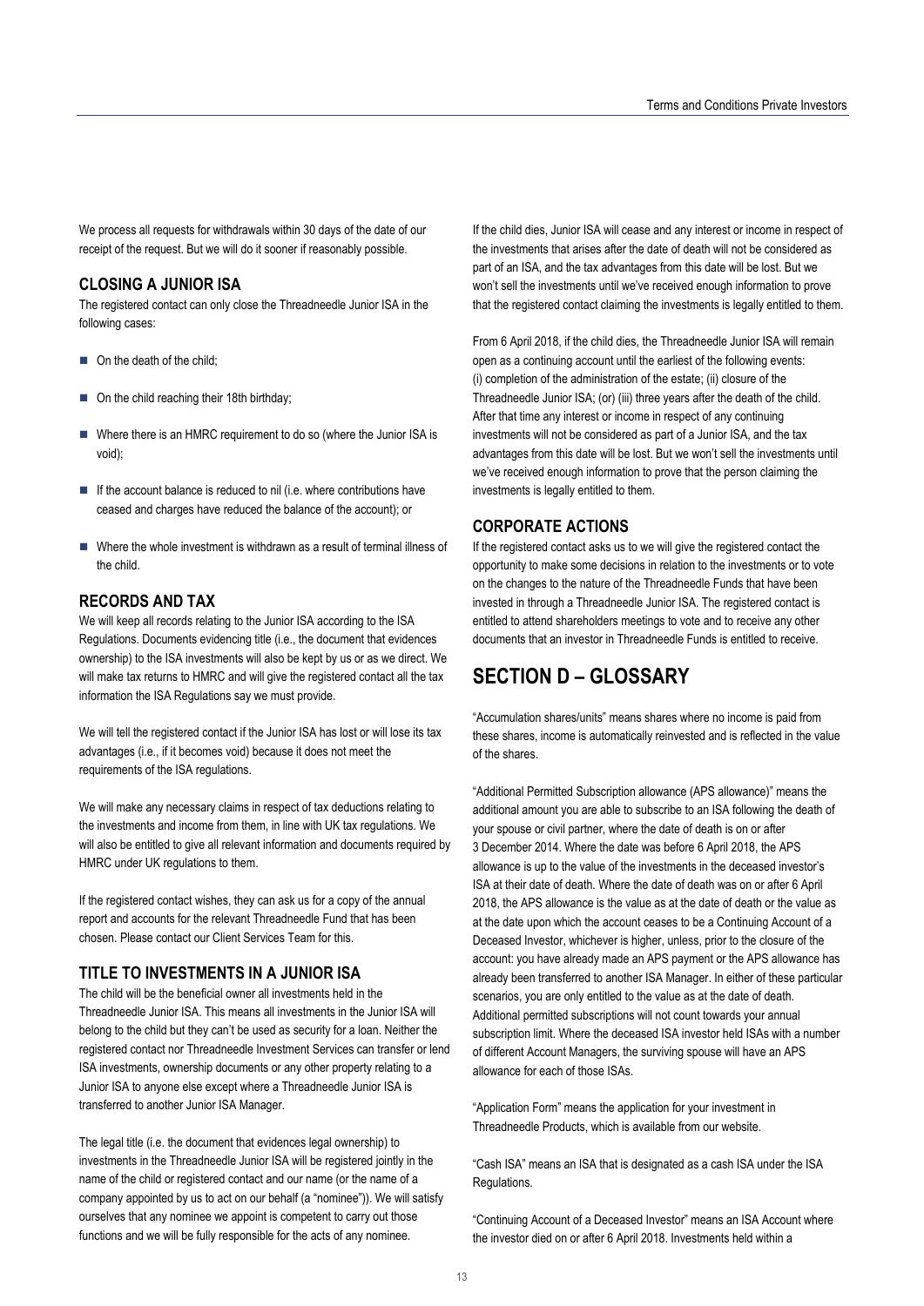We process all requests for withdrawals within 30 days of the date of our receipt of the request. But we will do it sooner if reasonably possible.

### CLOSING A JUNIOR ISA

The registered contact can only close the Threadneedle Junior ISA in the following cases:

- On the death of the child;
- On the child reaching their 18th birthday;
- Where there is an HMRC requirement to do so (where the Junior ISA is void);
- If the account balance is reduced to nil (i.e. where contributions have ceased and charges have reduced the balance of the account); or
- Where the whole investment is withdrawn as a result of terminal illness of the child.

### RECORDS AND TAX

We will keep all records relating to the Junior ISA according to the ISA Regulations. Documents evidencing title (i.e., the document that evidences ownership) to the ISA investments will also be kept by us or as we direct. We will make tax returns to HMRC and will give the registered contact all the tax information the ISA Regulations say we must provide.

We will tell the registered contact if the Junior ISA has lost or will lose its tax advantages (i.e., if it becomes void) because it does not meet the requirements of the ISA regulations.

We will make any necessary claims in respect of tax deductions relating to the investments and income from them, in line with UK tax regulations. We will also be entitled to give all relevant information and documents required by HMRC under UK regulations to them.

If the registered contact wishes, they can ask us for a copy of the annual report and accounts for the relevant Threadneedle Fund that has been chosen. Please contact our Client Services Team for this.

### TITLE TO INVESTMENTS IN A JUNIOR ISA

The child will be the beneficial owner all investments held in the Threadneedle Junior ISA. This means all investments in the Junior ISA will belong to the child but they can't be used as security for a loan. Neither the registered contact nor Threadneedle Investment Services can transfer or lend ISA investments, ownership documents or any other property relating to a Junior ISA to anyone else except where a Threadneedle Junior ISA is transferred to another Junior ISA Manager.

The legal title (i.e. the document that evidences legal ownership) to investments in the Threadneedle Junior ISA will be registered jointly in the name of the child or registered contact and our name (or the name of a company appointed by us to act on our behalf (a "nominee")). We will satisfy ourselves that any nominee we appoint is competent to carry out those functions and we will be fully responsible for the acts of any nominee.

If the child dies, Junior ISA will cease and any interest or income in respect of the investments that arises after the date of death will not be considered as part of an ISA, and the tax advantages from this date will be lost. But we won't sell the investments until we've received enough information to prove that the registered contact claiming the investments is legally entitled to them.

From 6 April 2018, if the child dies, the Threadneedle Junior ISA will remain open as a continuing account until the earliest of the following events: (i) completion of the administration of the estate; (ii) closure of the Threadneedle Junior ISA; (or) (iii) three years after the death of the child. After that time any interest or income in respect of any continuing investments will not be considered as part of a Junior ISA, and the tax advantages from this date will be lost. But we won't sell the investments until we've received enough information to prove that the person claiming the investments is legally entitled to them.

### CORPORATE ACTIONS

If the registered contact asks us to we will give the registered contact the opportunity to make some decisions in relation to the investments or to vote on the changes to the nature of the Threadneedle Funds that have been invested in through a Threadneedle Junior ISA. The registered contact is entitled to attend shareholders meetings to vote and to receive any other documents that an investor in Threadneedle Funds is entitled to receive.

## SECTION D – GLOSSARY

"Accumulation shares/units" means shares where no income is paid from these shares, income is automatically reinvested and is reflected in the value of the shares.

"Additional Permitted Subscription allowance (APS allowance)" means the additional amount you are able to subscribe to an ISA following the death of your spouse or civil partner, where the date of death is on or after 3 December 2014. Where the date was before 6 April 2018, the APS allowance is up to the value of the investments in the deceased investor's ISA at their date of death. Where the date of death was on or after 6 April 2018, the APS allowance is the value as at the date of death or the value as at the date upon which the account ceases to be a Continuing Account of a Deceased Investor, whichever is higher, unless, prior to the closure of the account: you have already made an APS payment or the APS allowance has already been transferred to another ISA Manager. In either of these particular scenarios, you are only entitled to the value as at the date of death. Additional permitted subscriptions will not count towards your annual subscription limit. Where the deceased ISA investor held ISAs with a number of different Account Managers, the surviving spouse will have an APS allowance for each of those ISAs.

"Application Form" means the application for your investment in Threadneedle Products, which is available from our website.

"Cash ISA" means an ISA that is designated as a cash ISA under the ISA Regulations.

"Continuing Account of a Deceased Investor" means an ISA Account where the investor died on or after 6 April 2018. Investments held within a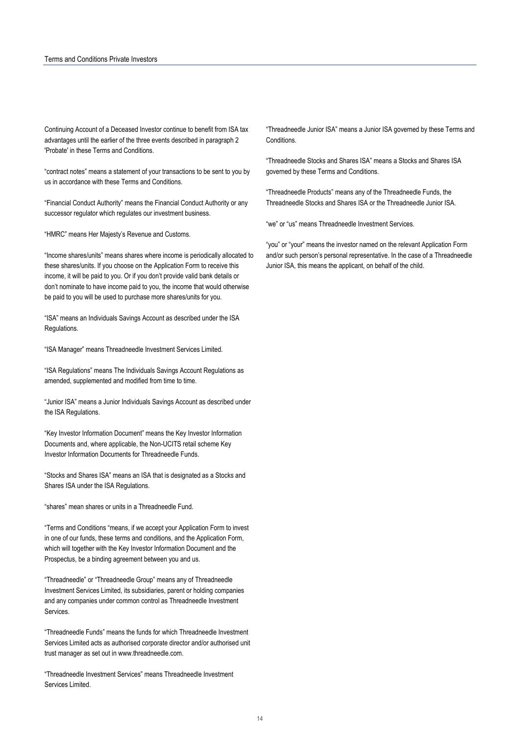Continuing Account of a Deceased Investor continue to benefit from ISA tax advantages until the earlier of the three events described in paragraph 2 'Probate' in these Terms and Conditions.

"contract notes" means a statement of your transactions to be sent to you by us in accordance with these Terms and Conditions.

"Financial Conduct Authority" means the Financial Conduct Authority or any successor regulator which regulates our investment business.

"HMRC" means Her Majesty's Revenue and Customs.

"Income shares/units" means shares where income is periodically allocated to these shares/units. If you choose on the Application Form to receive this income, it will be paid to you. Or if you don't provide valid bank details or don't nominate to have income paid to you, the income that would otherwise be paid to you will be used to purchase more shares/units for you.

"ISA" means an Individuals Savings Account as described under the ISA Regulations.

"ISA Manager" means Threadneedle Investment Services Limited.

"ISA Regulations" means The Individuals Savings Account Regulations as amended, supplemented and modified from time to time.

"Junior ISA" means a Junior Individuals Savings Account as described under the ISA Regulations.

"Key Investor Information Document" means the Key Investor Information Documents and, where applicable, the Non-UCITS retail scheme Key Investor Information Documents for Threadneedle Funds.

"Stocks and Shares ISA" means an ISA that is designated as a Stocks and Shares ISA under the ISA Regulations.

"shares" mean shares or units in a Threadneedle Fund.

"Terms and Conditions "means, if we accept your Application Form to invest in one of our funds, these terms and conditions, and the Application Form, which will together with the Key Investor Information Document and the Prospectus, be a binding agreement between you and us.

"Threadneedle" or "Threadneedle Group" means any of Threadneedle Investment Services Limited, its subsidiaries, parent or holding companies and any companies under common control as Threadneedle Investment Services.

"Threadneedle Funds" means the funds for which Threadneedle Investment Services Limited acts as authorised corporate director and/or authorised unit trust manager as set out in www.threadneedle.com.

"Threadneedle Investment Services" means Threadneedle Investment Services Limited.

"Threadneedle Junior ISA" means a Junior ISA governed by these Terms and Conditions.

"Threadneedle Stocks and Shares ISA" means a Stocks and Shares ISA governed by these Terms and Conditions.

"Threadneedle Products" means any of the Threadneedle Funds, the Threadneedle Stocks and Shares ISA or the Threadneedle Junior ISA.

"we" or "us" means Threadneedle Investment Services.

"you" or "your" means the investor named on the relevant Application Form and/or such person's personal representative. In the case of a Threadneedle Junior ISA, this means the applicant, on behalf of the child.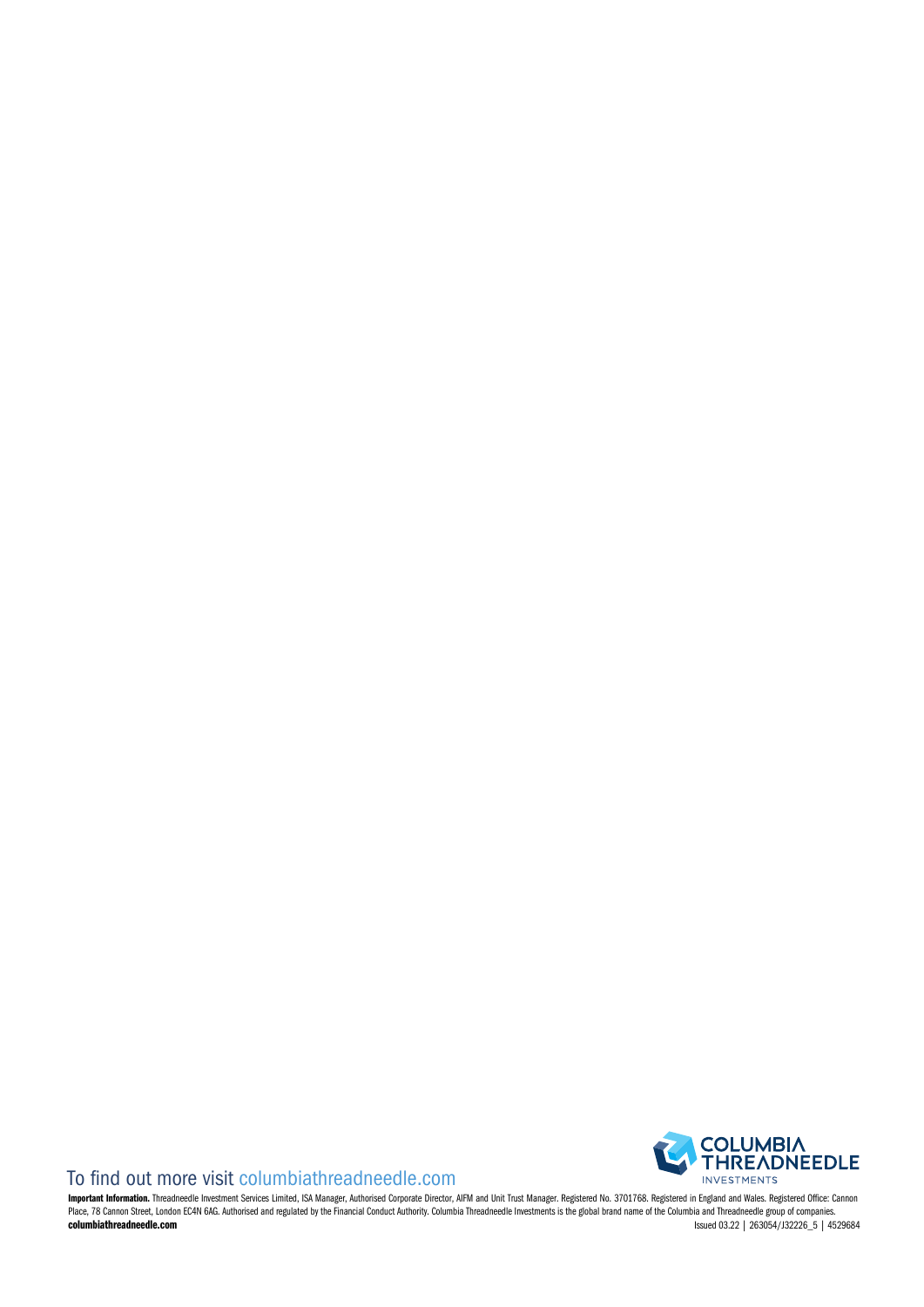To find out more visit columbiathreadneedle.com

**Important Information.** Threadneedle Investment Services Limited, ISA Manager, Authorised Corporate Director, AIFM and Unit Trust Manager. Registered No. 3701768. Registered in England and Wales. Registered Office: Cannon Place, 78 Cannon Street, London EC4N 6AG. Authorised and regulated by the Financial Conduct Authority. Columbia Threadneedle Investments is the global brand name of the Columbia and Threadneedle group of companies.

**columbiathreadneedle.com**

Issued 03.22 | 263054/J32226_5 | 4529684